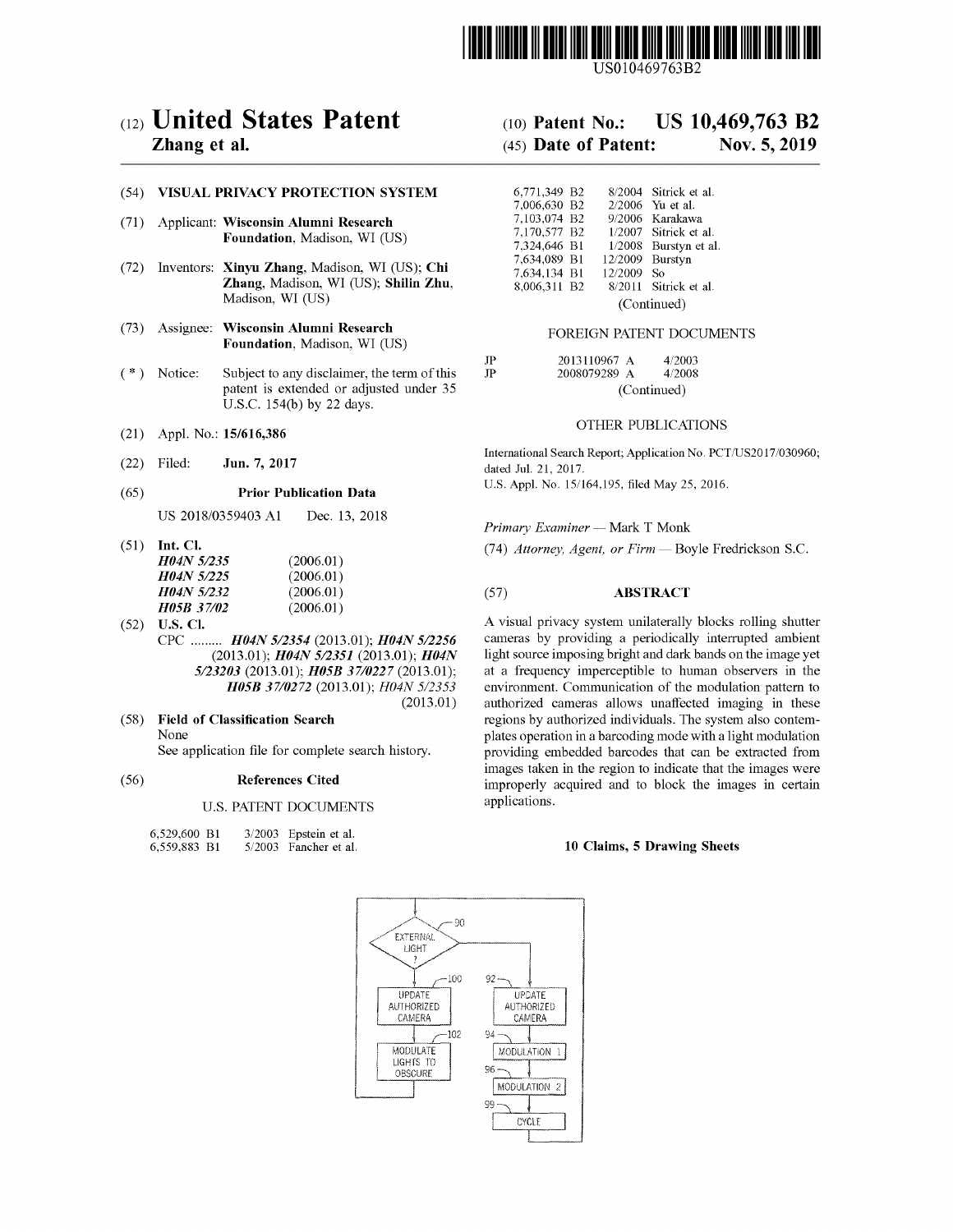US010469763B2

# (12) United States Patent
**Zhang et al.**

(10) **Patent No.: US 10,469,763 B2**

(45) **Date of Patent: Nov. 5, 2019**

(54) **VISUAL PRIVACY PROTECTION SYSTEM**

(71) Applicant: **Wisconsin Alumni Research Foundation**, Madison, WI (US)

(72) Inventors: **Xinyu Zhang**, Madison, WI (US); **Chi Zhang**, Madison, WI (US); **Shilin Zhu**, Madison, WI (US)

(73) Assignee: **Wisconsin Alumni Research Foundation**, Madison, WI (US)

( * ) Notice: Subject to any disclaimer, the term of this patent is extended or adjusted under 35 U.S.C. 154(b) by 22 days.

(21) Appl. No.: **15/616,386**

(22) Filed: **Jun. 7, 2017**

(65) **Prior Publication Data**

US 2018/0359403 A1 Dec. 13, 2018

(51) **Int. Cl.**

| | |
|---|---|
| ***H04N 5/235*** | (2006.01) |
| ***H04N 5/225*** | (2006.01) |
| ***H04N 5/232*** | (2006.01) |
| ***H05B 37/02*** | (2006.01) |

(52) **U.S. Cl.**

CPC ......... ***H04N 5/2354*** (2013.01); ***H04N 5/2256*** (2013.01); ***H04N 5/2351*** (2013.01); ***H04N 5/23203*** (2013.01); ***H05B 37/0227*** (2013.01); ***H05B 37/0272*** (2013.01); *H04N 5/2353* (2013.01)

(58) **Field of Classification Search**

None

See application file for complete search history.

(56) **References Cited**

U.S. PATENT DOCUMENTS

| | | |
|---|---|---|
| 6,529,600 B1 | 3/2003 | Epstein et al. |
| 6,559,883 B1 | 5/2003 | Fancher et al. |
| 6,771,349 B2 | 8/2004 | Sitrick et al. |
| 7,006,630 B2 | 2/2006 | Yu et al. |
| 7,103,074 B2 | 9/2006 | Karakawa |
| 7,170,577 B2 | 1/2007 | Sitrick et al. |
| 7,324,646 B1 | 1/2008 | Burstyn et al. |
| 7,634,089 B1 | 12/2009 | Burstyn |
| 7,634,134 B1 | 12/2009 | So |
| 8,006,311 B2 | 8/2011 | Sitrick et al. |

(Continued)

FOREIGN PATENT DOCUMENTS

| | | |
|---|---|---|
| JP | 2013110967 A | 4/2003 |
| JP | 2008079289 A | 4/2008 |

(Continued)

OTHER PUBLICATIONS

International Search Report; Application No. PCT/US2017/030960; dated Jul. 21, 2017.

U.S. Appl. No. 15/164,195, filed May 25, 2016.

*Primary Examiner* — Mark T Monk

(74) *Attorney, Agent, or Firm* — Boyle Fredrickson S.C.

(57) **ABSTRACT**

A visual privacy system unilaterally blocks rolling shutter cameras by providing a periodically interrupted ambient light source imposing bright and dark bands on the image yet at a frequency imperceptible to human observers in the environment. Communication of the modulation pattern to authorized cameras allows unaffected imaging in these regions by authorized individuals. The system also contemplates operation in a barcoding mode with a light modulation providing embedded barcodes that can be extracted from images taken in the region to indicate that the images were improperly acquired and to block the images in certain applications.

**10 Claims, 5 Drawing Sheets**

90 EXTERNAL LIGHT ?

100 UPDATE AUTHORIZED CAMERA

102 MODULATE LIGHTS TO OBSCURE

92 UPDATE AUTHORIZED CAMERA

94 MODULATION 1

96 MODULATION 2

99 CYCLE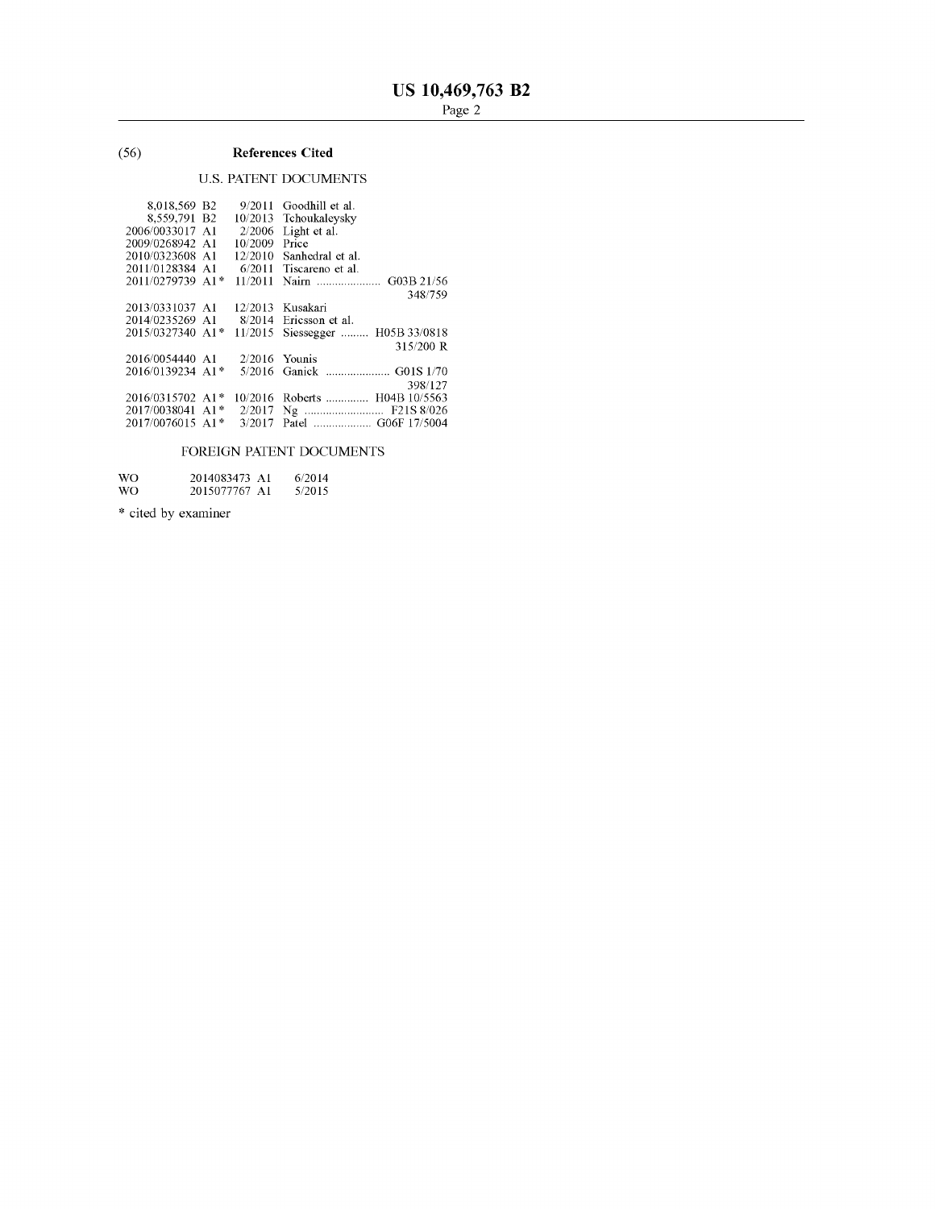(56) **References Cited**

U.S. PATENT DOCUMENTS

| | | | |
|---|---|---|---|
| 8,018,569 B2 | 9/2011 | Goodhill et al. | |
| 8,559,791 B2 | 10/2013 | Tchoukaleysky | |
| 2006/0033017 A1 | 2/2006 | Light et al. | |
| 2009/0268942 A1 | 10/2009 | Price | |
| 2010/0323608 A1 | 12/2010 | Sanhedral et al. | |
| 2011/0128384 A1 | 6/2011 | Tiscareno et al. | |
| 2011/0279739 A1* | 11/2011 | Nairn | G03B 21/56 348/759 |
| 2013/0331037 A1 | 12/2013 | Kusakari | |
| 2014/0235269 A1 | 8/2014 | Ericsson et al. | |
| 2015/0327340 A1* | 11/2015 | Siessegger | H05B 33/0818 315/200 R |
| 2016/0054440 A1 | 2/2016 | Younis | |
| 2016/0139234 A1* | 5/2016 | Ganick | G01S 1/70 398/127 |
| 2016/0315702 A1* | 10/2016 | Roberts | H04B 10/5563 |
| 2017/0038041 A1* | 2/2017 | Ng | F21S 8/026 |
| 2017/0076015 A1* | 3/2017 | Patel | G06F 17/5004 |

FOREIGN PATENT DOCUMENTS

| | | |
|---|---|---|
| WO | 2014083473 A1 | 6/2014 |
| WO | 2015077767 A1 | 5/2015 |

\* cited by examiner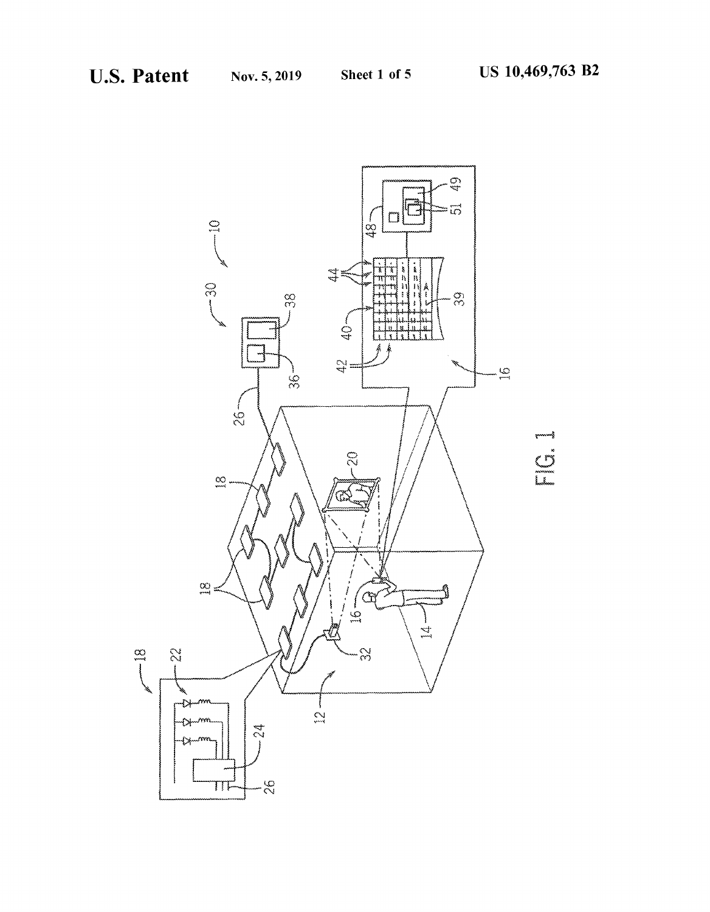FIG. 1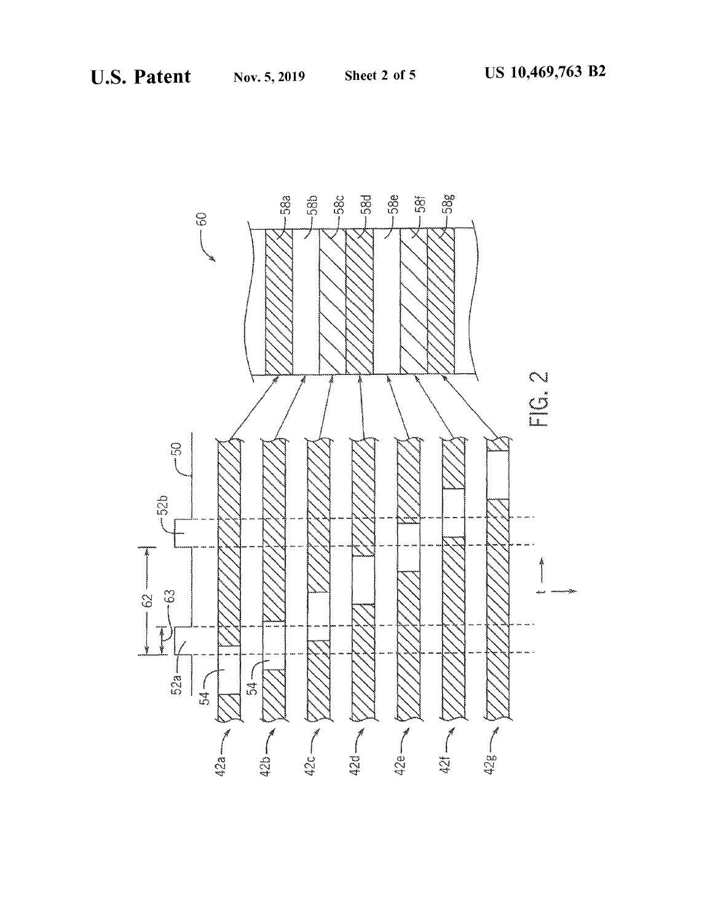FIG. 2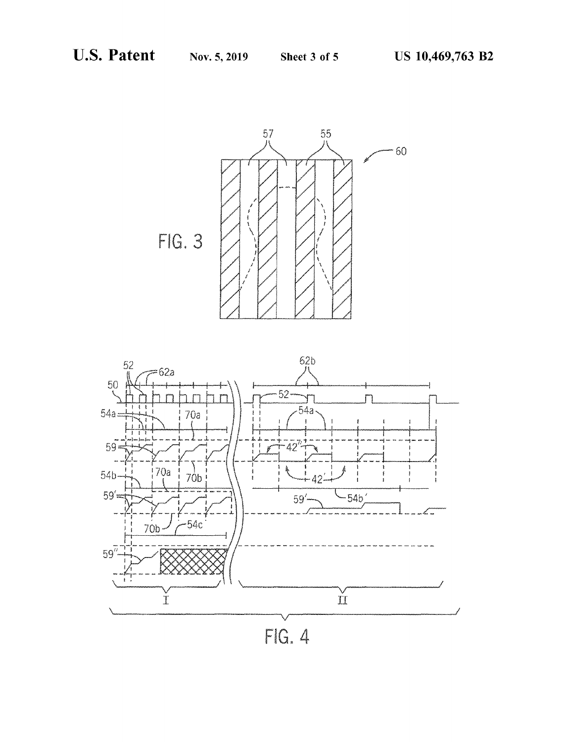FIG. 3

FIG. 4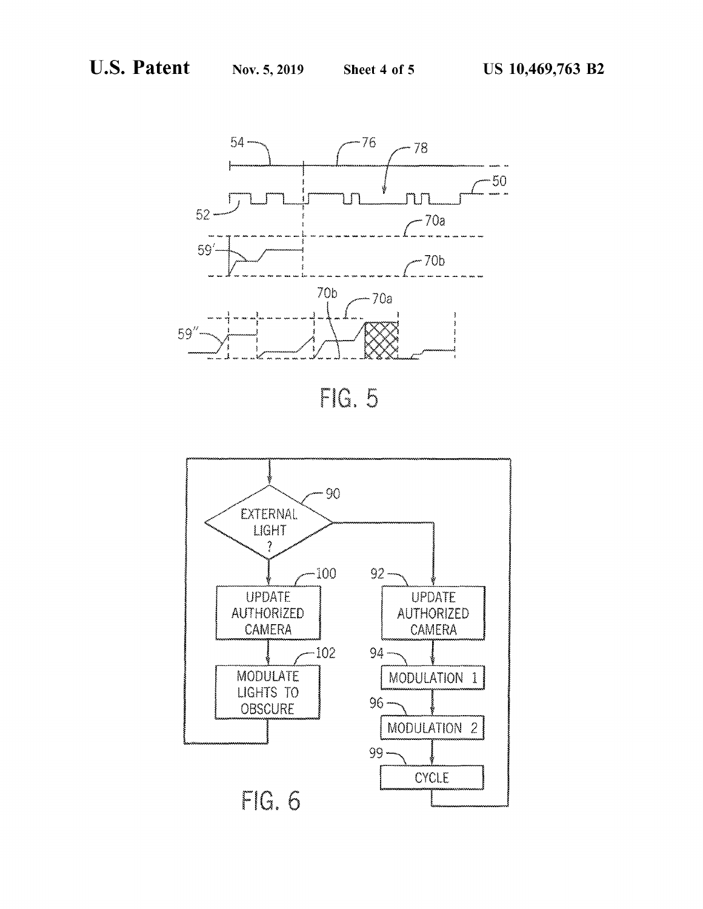FIG. 5

FIG. 6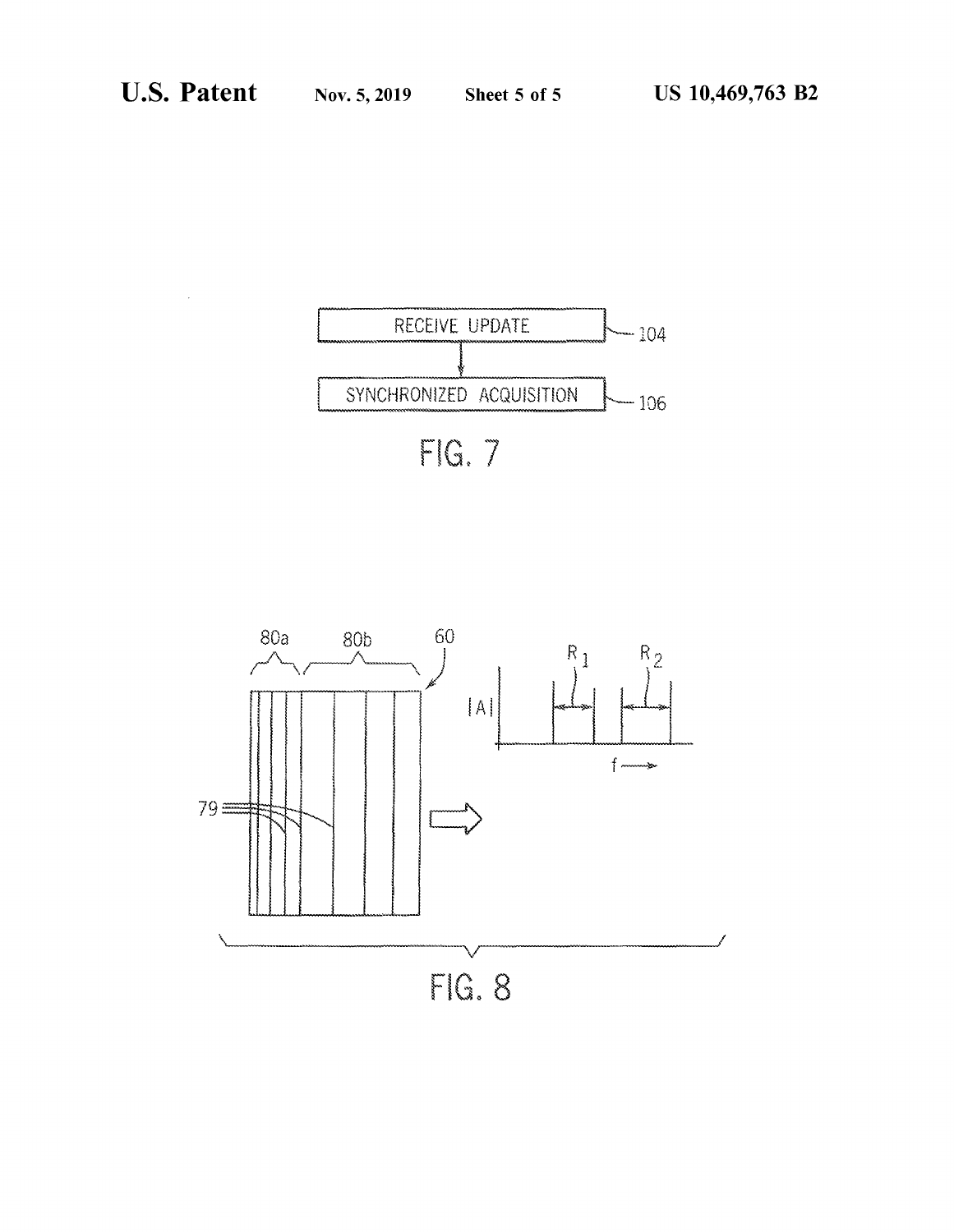RECEIVE UPDATE — 104

SYNCHRONIZED ACQUISITION — 106

FIG. 7

80a 80b 60

79

|A|

$R_1$ $R_2$

f ⟶

FIG. 8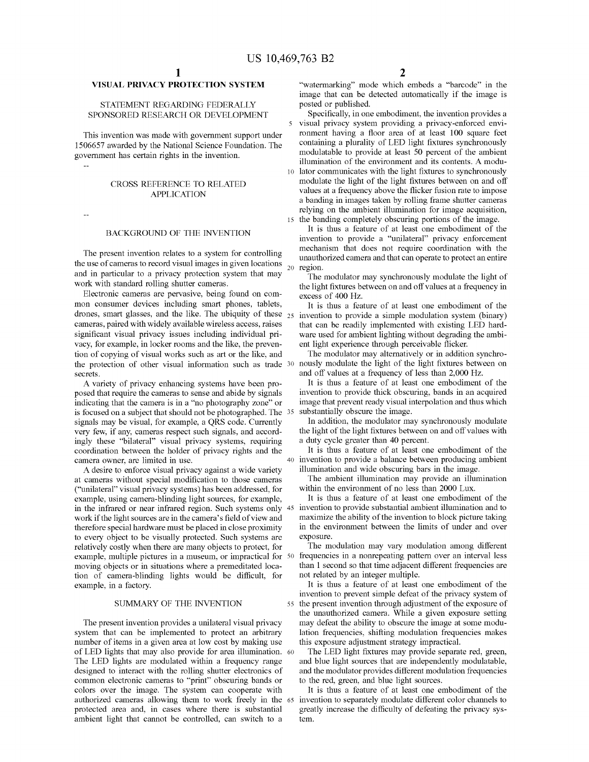# VISUAL PRIVACY PROTECTION SYSTEM

## STATEMENT REGARDING FEDERALLY SPONSORED RESEARCH OR DEVELOPMENT

This invention was made with government support under 1506657 awarded by the National Science Foundation. The government has certain rights in the invention.

--

## CROSS REFERENCE TO RELATED APPLICATION

--

## BACKGROUND OF THE INVENTION

The present invention relates to a system for controlling the use of cameras to record visual images in given locations and in particular to a privacy protection system that may work with standard rolling shutter cameras.

Electronic cameras are pervasive, being found on common consumer devices including smart phones, tablets, drones, smart glasses, and the like. The ubiquity of these cameras, paired with widely available wireless access, raises significant visual privacy issues including individual privacy, for example, in locker rooms and the like, the prevention of copying of visual works such as art or the like, and the protection of other visual information such as trade secrets.

A variety of privacy enhancing systems have been proposed that require the cameras to sense and abide by signals indicating that the camera is in a "no photography zone" or is focused on a subject that should not be photographed. The signals may be visual, for example, a QRS code. Currently very few, if any, cameras respect such signals, and accordingly these "bilateral" visual privacy systems, requiring coordination between the holder of privacy rights and the camera owner, are limited in use.

A desire to enforce visual privacy against a wide variety at cameras without special modification to those cameras ("unilateral" visual privacy systems) has been addressed, for example, using camera-blinding light sources, for example, in the infrared or near infrared region. Such systems only work if the light sources are in the camera's field of view and therefore special hardware must be placed in close proximity to every object to be visually protected. Such systems are relatively costly when there are many objects to protect, for example, multiple pictures in a museum, or impractical for moving objects or in situations where a premeditated location of camera-blinding lights would be difficult, for example, in a factory.

## SUMMARY OF THE INVENTION

The present invention provides a unilateral visual privacy system that can be implemented to protect an arbitrary number of items in a given area at low cost by making use of LED lights that may also provide for area illumination. The LED lights are modulated within a frequency range designed to interact with the rolling shutter electronics of common electronic cameras to "print" obscuring bands or colors over the image. The system can cooperate with authorized cameras allowing them to work freely in the protected area and, in cases where there is substantial ambient light that cannot be controlled, can switch to a "watermarking" mode which embeds a "barcode" in the image that can be detected automatically if the image is posted or published.

Specifically, in one embodiment, the invention provides a visual privacy system providing a privacy-enforced environment having a floor area of at least 100 square feet containing a plurality of LED light fixtures synchronously modulatable to provide at least 50 percent of the ambient illumination of the environment and its contents. A modulator communicates with the light fixtures to synchronously modulate the light of the light fixtures between on and off values at a frequency above the flicker fusion rate to impose a banding in images taken by rolling frame shutter cameras relying on the ambient illumination for image acquisition, the banding completely obscuring portions of the image.

It is thus a feature of at least one embodiment of the invention to provide a "unilateral" privacy enforcement mechanism that does not require coordination with the unauthorized camera and that can operate to protect an entire region.

The modulator may synchronously modulate the light of the light fixtures between on and off values at a frequency in excess of 400 Hz.

It is thus a feature of at least one embodiment of the invention to provide a simple modulation system (binary) that can be readily implemented with existing LED hardware used for ambient lighting without degrading the ambient light experience through perceivable flicker.

The modulator may alternatively or in addition synchronously modulate the light of the light fixtures between on and off values at a frequency of less than 2,000 Hz.

It is thus a feature of at least one embodiment of the invention to provide thick obscuring, bands in an acquired image that prevent ready visual interpolation and thus which substantially obscure the image.

In addition, the modulator may synchronously modulate the light of the light fixtures between on and off values with a duty cycle greater than 40 percent.

It is thus a feature of at least one embodiment of the invention to provide a balance between producing ambient illumination and wide obscuring bars in the image.

The ambient illumination may provide an illumination within the environment of no less than 2000 Lux.

It is thus a feature of at least one embodiment of the invention to provide substantial ambient illumination and to maximize the ability of the invention to block picture taking in the environment between the limits of under and over exposure.

The modulation may vary modulation among different frequencies in a nonrepeating pattern over an interval less than 1 second so that time adjacent different frequencies are not related by an integer multiple.

It is thus a feature of at least one embodiment of the invention to prevent simple defeat of the privacy system of the present invention through adjustment of the exposure of the unauthorized camera. While a given exposure setting may defeat the ability to obscure the image at some modulation frequencies, shifting modulation frequencies makes this exposure adjustment strategy impractical.

The LED light fixtures may provide separate red, green, and blue light sources that are independently modulatable, and the modulator provides different modulation frequencies to the red, green, and blue light sources.

It is thus a feature of at least one embodiment of the invention to separately modulate different color channels to greatly increase the difficulty of defeating the privacy system.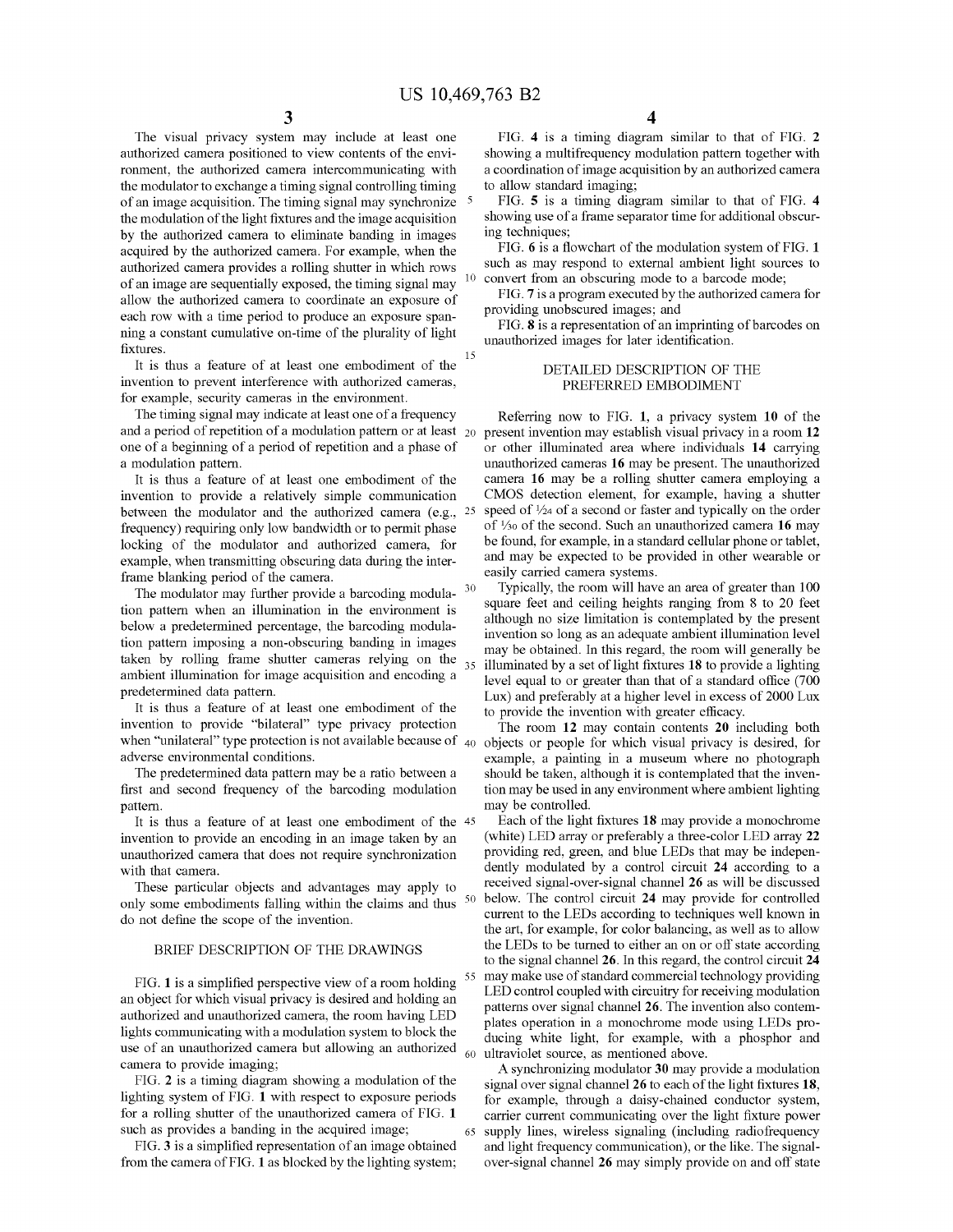The visual privacy system may include at least one authorized camera positioned to view contents of the environment, the authorized camera intercommunicating with the modulator to exchange a timing signal controlling timing of an image acquisition. The timing signal may synchronize the modulation of the light fixtures and the image acquisition by the authorized camera to eliminate banding in images acquired by the authorized camera. For example, when the authorized camera provides a rolling shutter in which rows of an image are sequentially exposed, the timing signal may allow the authorized camera to coordinate an exposure of each row with a time period to produce an exposure spanning a constant cumulative on-time of the plurality of light fixtures.

It is thus a feature of at least one embodiment of the invention to prevent interference with authorized cameras, for example, security cameras in the environment.

The timing signal may indicate at least one of a frequency and a period of repetition of a modulation pattern or at least one of a beginning of a period of repetition and a phase of a modulation pattern.

It is thus a feature of at least one embodiment of the invention to provide a relatively simple communication between the modulator and the authorized camera (e.g., frequency) requiring only low bandwidth or to permit phase locking of the modulator and authorized camera, for example, when transmitting obscuring data during the inter-frame blanking period of the camera.

The modulator may further provide a barcoding modulation pattern when an illumination in the environment is below a predetermined percentage, the barcoding modulation pattern imposing a non-obscuring banding in images taken by rolling frame shutter cameras relying on the ambient illumination for image acquisition and encoding a predetermined data pattern.

It is thus a feature of at least one embodiment of the invention to provide "bilateral" type privacy protection when "unilateral" type protection is not available because of adverse environmental conditions.

The predetermined data pattern may be a ratio between a first and second frequency of the barcoding modulation pattern.

It is thus a feature of at least one embodiment of the invention to provide an encoding in an image taken by an unauthorized camera that does not require synchronization with that camera.

These particular objects and advantages may apply to only some embodiments falling within the claims and thus do not define the scope of the invention.

## BRIEF DESCRIPTION OF THE DRAWINGS

FIG. **1** is a simplified perspective view of a room holding an object for which visual privacy is desired and holding an authorized and unauthorized camera, the room having LED lights communicating with a modulation system to block the use of an unauthorized camera but allowing an authorized camera to provide imaging;

FIG. **2** is a timing diagram showing a modulation of the lighting system of FIG. **1** with respect to exposure periods for a rolling shutter of the unauthorized camera of FIG. **1** such as provides a banding in the acquired image;

FIG. **3** is a simplified representation of an image obtained from the camera of FIG. **1** as blocked by the lighting system;

FIG. **4** is a timing diagram similar to that of FIG. **2** showing a multifrequency modulation pattern together with a coordination of image acquisition by an authorized camera to allow standard imaging;

FIG. **5** is a timing diagram similar to that of FIG. **4** showing use of a frame separator time for additional obscuring techniques;

FIG. **6** is a flowchart of the modulation system of FIG. **1** such as may respond to external ambient light sources to convert from an obscuring mode to a barcode mode;

FIG. **7** is a program executed by the authorized camera for providing unobscured images; and

FIG. **8** is a representation of an imprinting of barcodes on unauthorized images for later identification.

## DETAILED DESCRIPTION OF THE PREFERRED EMBODIMENT

Referring now to FIG. **1**, a privacy system **10** of the present invention may establish visual privacy in a room **12** or other illuminated area where individuals **14** carrying unauthorized cameras **16** may be present. The unauthorized camera **16** may be a rolling shutter camera employing a CMOS detection element, for example, having a shutter speed of 1/24 of a second or faster and typically on the order of 1/30 of the second. Such an unauthorized camera **16** may be found, for example, in a standard cellular phone or tablet, and may be expected to be provided in other wearable or easily carried camera systems.

Typically, the room will have an area of greater than 100 square feet and ceiling heights ranging from 8 to 20 feet although no size limitation is contemplated by the present invention so long as an adequate ambient illumination level may be obtained. In this regard, the room will generally be illuminated by a set of light fixtures **18** to provide a lighting level equal to or greater than that of a standard office (700 Lux) and preferably at a higher level in excess of 2000 Lux to provide the invention with greater efficacy.

The room **12** may contain contents **20** including both objects or people for which visual privacy is desired, for example, a painting in a museum where no photograph should be taken, although it is contemplated that the invention may be used in any environment where ambient lighting may be controlled.

Each of the light fixtures **18** may provide a monochrome (white) LED array or preferably a three-color LED array **22** providing red, green, and blue LEDs that may be independently modulated by a control circuit **24** according to a received signal-over-signal channel **26** as will be discussed below. The control circuit **24** may provide for controlled current to the LEDs according to techniques well known in the art, for example, for color balancing, as well as to allow the LEDs to be turned to either an on or off state according to the signal channel **26**. In this regard, the control circuit **24** may make use of standard commercial technology providing LED control coupled with circuitry for receiving modulation patterns over signal channel **26**. The invention also contemplates operation in a monochrome mode using LEDs producing white light, for example, with a phosphor and ultraviolet source, as mentioned above.

A synchronizing modulator **30** may provide a modulation signal over signal channel **26** to each of the light fixtures **18**, for example, through a daisy-chained conductor system, carrier current communicating over the light fixture power supply lines, wireless signaling (including radiofrequency and light frequency communication), or the like. The signal-over-signal channel **26** may simply provide on and off state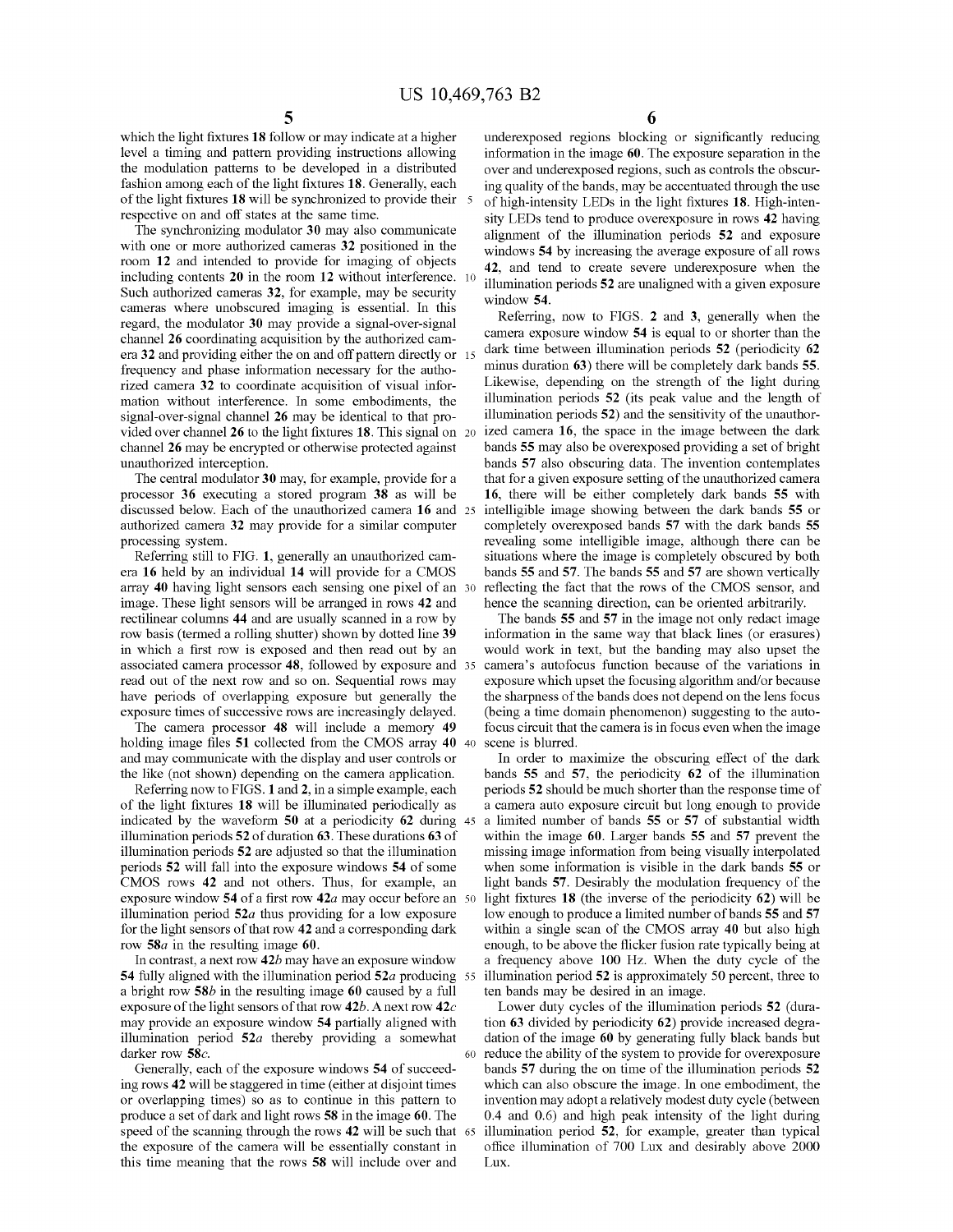which the light fixtures **18** follow or may indicate at a higher level a timing and pattern providing instructions allowing the modulation patterns to be developed in a distributed fashion among each of the light fixtures **18**. Generally, each of the light fixtures **18** will be synchronized to provide their respective on and off states at the same time.

The synchronizing modulator **30** may also communicate with one or more authorized cameras **32** positioned in the room **12** and intended to provide for imaging of objects including contents **20** in the room **12** without interference. Such authorized cameras **32**, for example, may be security cameras where unobscured imaging is essential. In this regard, the modulator **30** may provide a signal-over-signal channel **26** coordinating acquisition by the authorized camera **32** and providing either the on and off pattern directly or frequency and phase information necessary for the authorized camera **32** to coordinate acquisition of visual information without interference. In some embodiments, the signal-over-signal channel **26** may be identical to that provided over channel **26** to the light fixtures **18**. This signal on channel **26** may be encrypted or otherwise protected against unauthorized interception.

The central modulator **30** may, for example, provide for a processor **36** executing a stored program **38** as will be discussed below. Each of the unauthorized camera **16** and authorized camera **32** may provide for a similar computer processing system.

Referring still to FIG. **1**, generally an unauthorized camera **16** held by an individual **14** will provide for a CMOS array **40** having light sensors each sensing one pixel of an image. These light sensors will be arranged in rows **42** and rectilinear columns **44** and are usually scanned in a row by row basis (termed a rolling shutter) shown by dotted line **39** in which a first row is exposed and then read out by an associated camera processor **48**, followed by exposure and read out of the next row and so on. Sequential rows may have periods of overlapping exposure but generally the exposure times of successive rows are increasingly delayed.

The camera processor **48** will include a memory **49** holding image files **51** collected from the CMOS array **40** and may communicate with the display and user controls or the like (not shown) depending on the camera application.

Referring now to FIGS. **1** and **2**, in a simple example, each of the light fixtures **18** will be illuminated periodically as indicated by the waveform **50** at a periodicity **62** during illumination periods **52** of duration **63**. These durations **63** of illumination periods **52** are adjusted so that the illumination periods **52** will fall into the exposure windows **54** of some CMOS rows **42** and not others. Thus, for example, an exposure window **54** of a first row **42***a* may occur before an illumination period **52***a* thus providing for a low exposure for the light sensors of that row **42** and a corresponding dark row **58***a* in the resulting image **60**.

In contrast, a next row **42***b* may have an exposure window **54** fully aligned with the illumination period **52***a* producing a bright row **58***b* in the resulting image **60** caused by a full exposure of the light sensors of that row **42***b*. A next row **42***c* may provide an exposure window **54** partially aligned with illumination period **52***a* thereby providing a somewhat darker row **58***c*.

Generally, each of the exposure windows **54** of succeeding rows **42** will be staggered in time (either at disjoint times or overlapping times) so as to continue in this pattern to produce a set of dark and light rows **58** in the image **60**. The speed of the scanning through the rows **42** will be such that the exposure of the camera will be essentially constant in this time meaning that the rows **58** will include over and underexposed regions blocking or significantly reducing information in the image **60**. The exposure separation in the over and underexposed regions, such as controls the obscuring quality of the bands, may be accentuated through the use of high-intensity LEDs in the light fixtures **18**. High-intensity LEDs tend to produce overexposure in rows **42** having alignment of the illumination periods **52** and exposure windows **54** by increasing the average exposure of all rows **42**, and tend to create severe underexposure when the illumination periods **52** are unaligned with a given exposure window **54**.

Referring, now to FIGS. **2** and **3**, generally when the camera exposure window **54** is equal to or shorter than the dark time between illumination periods **52** (periodicity **62** minus duration **63**) there will be completely dark bands **55**. Likewise, depending on the strength of the light during illumination periods **52** (its peak value and the length of illumination periods **52**) and the sensitivity of the unauthorized camera **16**, the space in the image between the dark bands **55** may also be overexposed providing a set of bright bands **57** also obscuring data. The invention contemplates that for a given exposure setting of the unauthorized camera **16**, there will be either completely dark bands **55** with intelligible image showing between the dark bands **55** or completely overexposed bands **57** with the dark bands **55** revealing some intelligible image, although there can be situations where the image is completely obscured by both bands **55** and **57**. The bands **55** and **57** are shown vertically reflecting the fact that the rows of the CMOS sensor, and hence the scanning direction, can be oriented arbitrarily.

The bands **55** and **57** in the image not only redact image information in the same way that black lines (or erasures) would work in text, but the banding may also upset the camera's autofocus function because of the variations in exposure which upset the focusing algorithm and/or because the sharpness of the bands does not depend on the lens focus (being a time domain phenomenon) suggesting to the autofocus circuit that the camera is in focus even when the image scene is blurred.

In order to maximize the obscuring effect of the dark bands **55** and **57**, the periodicity **62** of the illumination periods **52** should be much shorter than the response time of a camera auto exposure circuit but long enough to provide a limited number of bands **55** or **57** of substantial width within the image **60**. Larger bands **55** and **57** prevent the missing image information from being visually interpolated when some information is visible in the dark bands **55** or light bands **57**. Desirably the modulation frequency of the light fixtures **18** (the inverse of the periodicity **62**) will be low enough to produce a limited number of bands **55** and **57** within a single scan of the CMOS array **40** but also high enough, to be above the flicker fusion rate typically being at a frequency above 100 Hz. When the duty cycle of the illumination period **52** is approximately 50 percent, three to ten bands may be desired in an image.

Lower duty cycles of the illumination periods **52** (duration **63** divided by periodicity **62**) provide increased degradation of the image **60** by generating fully black bands but reduce the ability of the system to provide for overexposure bands **57** during the on time of the illumination periods **52** which can also obscure the image. In one embodiment, the invention may adopt a relatively modest duty cycle (between 0.4 and 0.6) and high peak intensity of the light during illumination period **52**, for example, greater than typical office illumination of 700 Lux and desirably above 2000 Lux.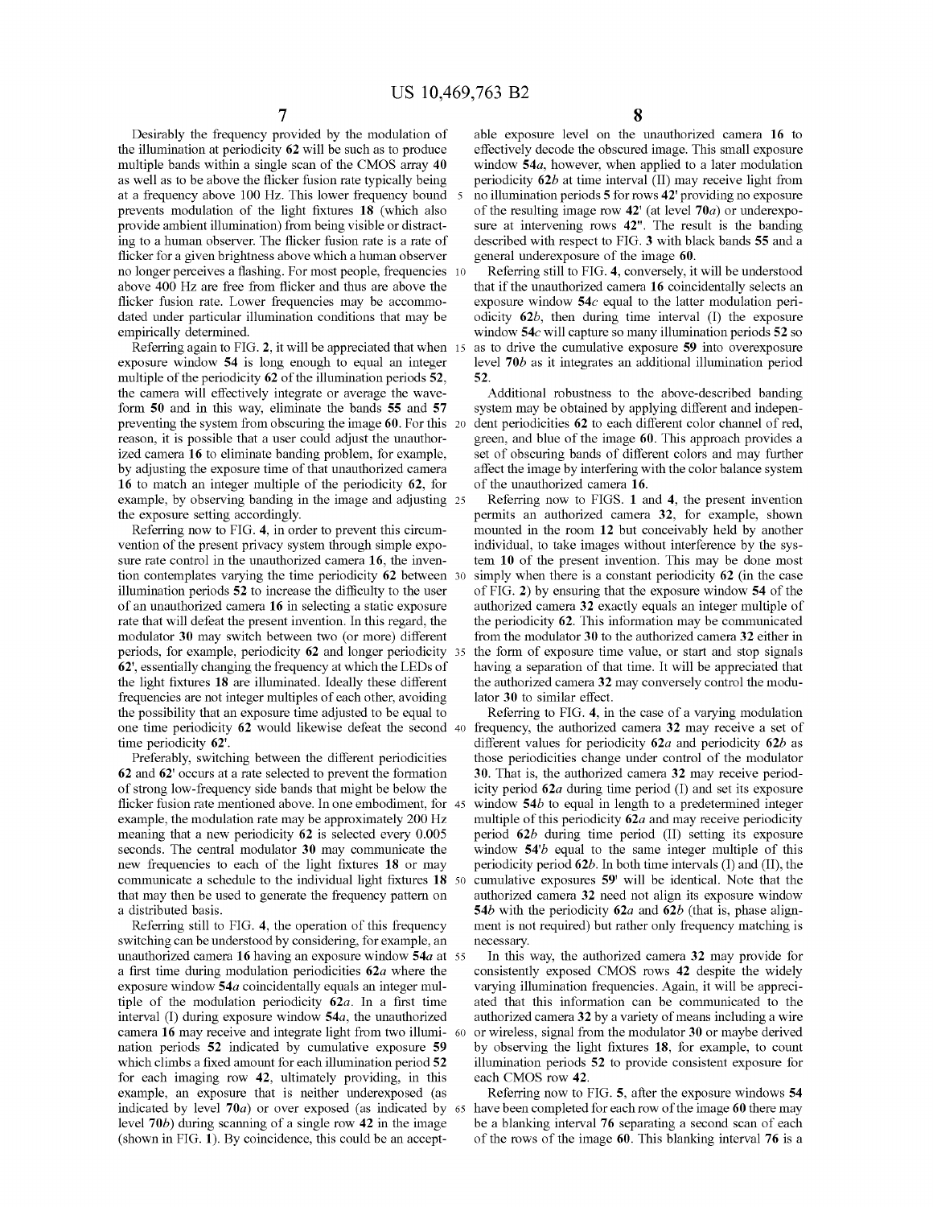Desirably the frequency provided by the modulation of the illumination at periodicity **62** will be such as to produce multiple bands within a single scan of the CMOS array **40** as well as to be above the flicker fusion rate typically being at a frequency above 100 Hz. This lower frequency bound prevents modulation of the light fixtures **18** (which also provide ambient illumination) from being visible or distracting to a human observer. The flicker fusion rate is a rate of flicker for a given brightness above which a human observer no longer perceives a flashing. For most people, frequencies above 400 Hz are free from flicker and thus are above the flicker fusion rate. Lower frequencies may be accommodated under particular illumination conditions that may be empirically determined.

Referring again to FIG. **2**, it will be appreciated that when exposure window **54** is long enough to equal an integer multiple of the periodicity **62** of the illumination periods **52**, the camera will effectively integrate or average the waveform **50** and in this way, eliminate the bands **55** and **57** preventing the system from obscuring the image **60**. For this reason, it is possible that a user could adjust the unauthorized camera **16** to eliminate banding problem, for example, by adjusting the exposure time of that unauthorized camera **16** to match an integer multiple of the periodicity **62**, for example, by observing banding in the image and adjusting the exposure setting accordingly.

Referring now to FIG. **4**, in order to prevent this circumvention of the present privacy system through simple exposure rate control in the unauthorized camera **16**, the invention contemplates varying the time periodicity **62** between illumination periods **52** to increase the difficulty to the user of an unauthorized camera **16** in selecting a static exposure rate that will defeat the present invention. In this regard, the modulator **30** may switch between two (or more) different periods, for example, periodicity **62** and longer periodicity **62'**, essentially changing the frequency at which the LEDs of the light fixtures **18** are illuminated. Ideally these different frequencies are not integer multiples of each other, avoiding the possibility that an exposure time adjusted to be equal to one time periodicity **62** would likewise defeat the second time periodicity **62'**.

Preferably, switching between the different periodicities **62** and **62'** occurs at a rate selected to prevent the formation of strong low-frequency side bands that might be below the flicker fusion rate mentioned above. In one embodiment, for example, the modulation rate may be approximately 200 Hz meaning that a new periodicity **62** is selected every 0.005 seconds. The central modulator **30** may communicate the new frequencies to each of the light fixtures **18** or may communicate a schedule to the individual light fixtures **18** that may then be used to generate the frequency pattern on a distributed basis.

Referring still to FIG. **4**, the operation of this frequency switching can be understood by considering, for example, an unauthorized camera **16** having an exposure window **54a** at a first time during modulation periodicities **62a** where the exposure window **54a** coincidentally equals an integer multiple of the modulation periodicity **62a**. In a first time interval (I) during exposure window **54a**, the unauthorized camera **16** may receive and integrate light from two illumination periods **52** indicated by cumulative exposure **59** which climbs a fixed amount for each illumination period **52** for each imaging row **42**, ultimately providing, in this example, an exposure that is neither underexposed (as indicated by level **70a**) or over exposed (as indicated by level **70b**) during scanning of a single row **42** in the image (shown in FIG. **1**). By coincidence, this could be an acceptable exposure level on the unauthorized camera **16** to effectively decode the obscured image. This small exposure window **54a**, however, when applied to a later modulation periodicity **62b** at time interval (II) may receive light from no illumination periods **5** for rows **42'** providing no exposure of the resulting image row **42'** (at level **70a**) or underexposure at intervening rows **42"**. The result is the banding described with respect to FIG. **3** with black bands **55** and a general underexposure of the image **60**.

Referring still to FIG. **4**, conversely, it will be understood that if the unauthorized camera **16** coincidentally selects an exposure window **54c** equal to the latter modulation periodicity **62b**, then during time interval (I) the exposure window **54c** will capture so many illumination periods **52** so as to drive the cumulative exposure **59** into overexposure level **70b** as it integrates an additional illumination period **52**.

Additional robustness to the above-described banding system may be obtained by applying different and independent periodicities **62** to each different color channel of red, green, and blue of the image **60**. This approach provides a set of obscuring bands of different colors and may further affect the image by interfering with the color balance system of the unauthorized camera **16**.

Referring now to FIGS. **1** and **4**, the present invention permits an authorized camera **32**, for example, shown mounted in the room **12** but conceivably held by another individual, to take images without interference by the system **10** of the present invention. This may be done most simply when there is a constant periodicity **62** (in the case of FIG. **2**) by ensuring that the exposure window **54** of the authorized camera **32** exactly equals an integer multiple of the periodicity **62**. This information may be communicated from the modulator **30** to the authorized camera **32** either in the form of exposure time value, or start and stop signals having a separation of that time. It will be appreciated that the authorized camera **32** may conversely control the modulator **30** to similar effect.

Referring to FIG. **4**, in the case of a varying modulation frequency, the authorized camera **32** may receive a set of different values for periodicity **62a** and periodicity **62b** as those periodicities change under control of the modulator **30**. That is, the authorized camera **32** may receive periodicity period **62a** during time period (I) and set its exposure window **54b** to equal in length to a predetermined integer multiple of this periodicity **62a** and may receive periodicity period **62b** during time period (II) setting its exposure window **54'b** equal to the same integer multiple of this periodicity period **62b**. In both time intervals (I) and (II), the cumulative exposures **59'** will be identical. Note that the authorized camera **32** need not align its exposure window **54b** with the periodicity **62a** and **62b** (that is, phase alignment is not required) but rather only frequency matching is necessary.

In this way, the authorized camera **32** may provide for consistently exposed CMOS rows **42** despite the widely varying illumination frequencies. Again, it will be appreciated that this information can be communicated to the authorized camera **32** by a variety of means including a wire or wireless, signal from the modulator **30** or maybe derived by observing the light fixtures **18**, for example, to count illumination periods **52** to provide consistent exposure for each CMOS row **42**.

Referring now to FIG. **5**, after the exposure windows **54** have been completed for each row of the image **60** there may be a blanking interval **76** separating a second scan of each of the rows of the image **60**. This blanking interval **76** is a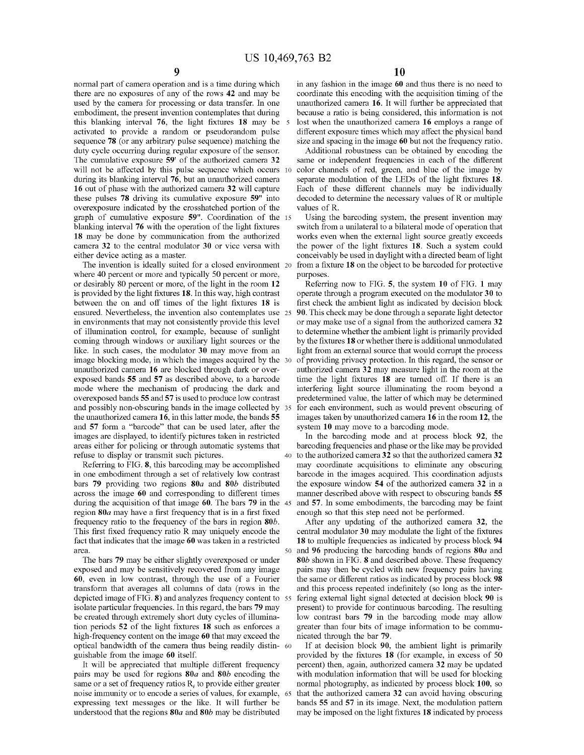normal part of camera operation and is a time during which there are no exposures of any of the rows **42** and may be used by the camera for processing or data transfer. In one embodiment, the present invention contemplates that during this blanking interval **76**, the light fixtures **18** may be activated to provide a random or pseudorandom pulse sequence **78** (or any arbitrary pulse sequence) matching the duty cycle occurring during regular exposure of the sensor. The cumulative exposure **59'** of the authorized camera **32** will not be affected by this pulse sequence which occurs during its blanking interval **76**, but an unauthorized camera **16** out of phase with the authorized camera **32** will capture these pulses **78** driving its cumulative exposure **59"** into overexposure indicated by the crosshatched portion of the graph of cumulative exposure **59"**. Coordination of the blanking interval **76** with the operation of the light fixtures **18** may be done by communication from the authorized camera **32** to the central modulator **30** or vice versa with either device acting as a master.

The invention is ideally suited for a closed environment where 40 percent or more and typically 50 percent or more, or desirably 80 percent or more, of the light in the room **12** is provided by the light fixtures **18**. In this way, high contrast between the on and off times of the light fixtures **18** is ensured. Nevertheless, the invention also contemplates use in environments that may not consistently provide this level of illumination control, for example, because of sunlight coming through windows or auxiliary light sources or the like. In such cases, the modulator **30** may move from an image blocking mode, in which the images acquired by the unauthorized camera **16** are blocked through dark or overexposed bands **55** and **57** as described above, to a barcode mode where the mechanism of producing the dark and overexposed bands **55** and **57** is used to produce low contrast and possibly non-obscuring bands in the image collected by the unauthorized camera **16**. in this latter mode, the bands **55** and **57** form a "barcode" that can be used later, after the images are displayed, to identify pictures taken in restricted areas either for policing or through automatic systems that refuse to display or transmit such pictures.

Referring to FIG. **8**, this barcoding may be accomplished in one embodiment through a set of relatively low contrast bars **79** providing two regions **80***a* and **80***b* distributed across the image **60** and corresponding to different times during the acquisition of that image **60**. The bars **79** in the region **80***a* may have a first frequency that is in a first fixed frequency ratio to the frequency of the bars in region **80***b*. This first fixed frequency ratio R may uniquely encode the fact that indicates that the image **60** was taken in a restricted area.

The bars **79** may be either slightly overexposed or under exposed and may be sensitively recovered from any image **60**, even in low contrast, through the use of a Fourier transform that averages all columns of data (rows in the depicted image of FIG. **8**) and analyzes frequency content to isolate particular frequencies. In this regard, the bars **79** may be created through extremely short duty cycles of illumination periods **52** of the light fixtures **18** such as enforces a high-frequency content on the image **60** that may exceed the optical bandwidth of the camera thus being readily distinguishable from the image **60** itself.

It will be appreciated that multiple different frequency pairs may be used for regions **80***a* and **80***b* encoding the same or a set of frequency ratios $R_i$ to provide either greater noise immunity or to encode a series of values, for example, expressing text messages or the like. It will further be understood that the regions **80***a* and **80***b* may be distributed in any fashion in the image **60** and thus there is no need to coordinate this encoding with the acquisition timing of the unauthorized camera **16**. It will further be appreciated that because a ratio is being considered, this information is not lost when the unauthorized camera **16** employs a range of different exposure times which may affect the physical band size and spacing in the image **60** but not the frequency ratio.

Additional robustness can be obtained by encoding the same or independent frequencies in each of the different color channels of red, green, and blue of the image by separate modulation of the LEDs of the light fixtures **18**. Each of these different channels may be individually decoded to determine the necessary values of R or multiple values of R.

Using the barcoding system, the present invention may switch from a unilateral to a bilateral mode of operation that works even when the external light source greatly exceeds the power of the light fixtures **18**. Such a system could conceivably be used in daylight with a directed beam of light from a fixture **18** on the object to be barcoded for protective purposes.

Referring now to FIG. **5**, the system **10** of FIG. **1** may operate through a program executed on the modulator **30** to first check the ambient light as indicated by decision block **90**. This check may be done through a separate light detector or may make use of a signal from the authorized camera **32** to determine whether the ambient light is primarily provided by the fixtures **18** or whether there is additional unmodulated light from an external source that would corrupt the process of providing privacy protection. In this regard, the sensor or authorized camera **32** may measure light in the room at the time the light fixtures **18** are turned off. If there is an interfering light source illuminating the room beyond a predetermined value, the latter of which may be determined for each environment, such as would prevent obscuring of images taken by unauthorized camera **16** in the room **12**, the system **10** may move to a barcoding mode.

In the barcoding mode and at process block **92**, the barcoding frequencies and phase or the like may be provided to the authorized camera **32** so that the authorized camera **32** may coordinate acquisitions to eliminate any obscuring barcode in the images acquired. This coordination adjusts the exposure window **54** of the authorized camera **32** in a manner described above with respect to obscuring bands **55** and **57**. In some embodiments, the barcoding may be faint enough so that this step need not be performed.

After any updating of the authorized camera **32**, the central modulator **30** may modulate the light of the fixtures **18** to multiple frequencies as indicated by process block **94** and **96** producing the barcoding bands of regions **80***a* and **80***b* shown in FIG. **8** and described above. These frequency pairs may then be cycled with new frequency pairs having the same or different ratios as indicated by process block **98** and this process repeated indefinitely (so long as the interfering external light signal detected at decision block **90** is present) to provide for continuous barcoding. The resulting low contrast bars **79** in the barcoding mode may allow greater than four bits of image information to be communicated through the bar **79**.

If at decision block **90**, the ambient light is primarily provided by the fixtures **18** (for example, in excess of 50 percent) then, again, authorized camera **32** may be updated with modulation information that will be used for blocking normal photography, as indicated by process block **100**, so that the authorized camera **32** can avoid having obscuring bands **55** and **57** in its image. Next, the modulation pattern may be imposed on the light fixtures **18** indicated by process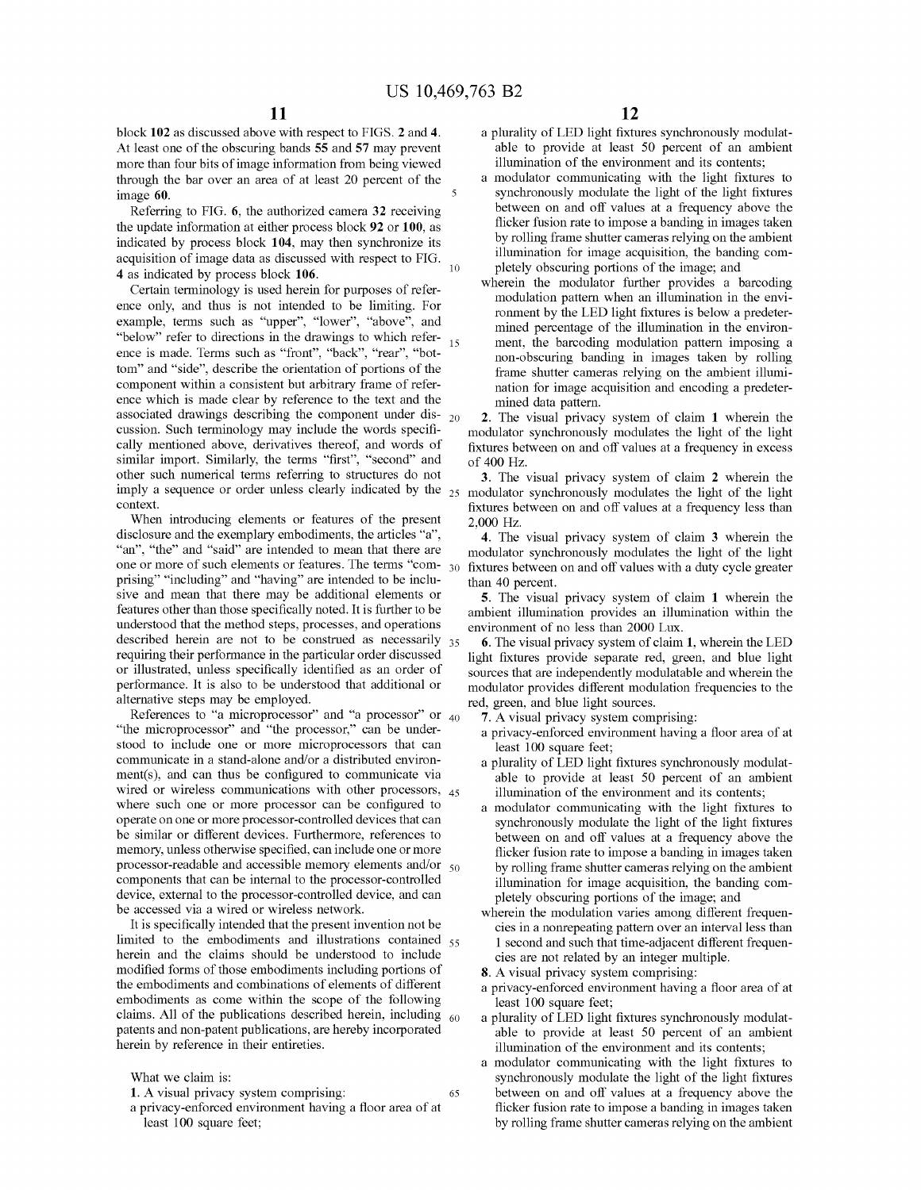block **102** as discussed above with respect to FIGS. **2** and **4**. At least one of the obscuring bands **55** and **57** may prevent more than four bits of image information from being viewed through the bar over an area of at least 20 percent of the image **60**.

Referring to FIG. **6**, the authorized camera **32** receiving the update information at either process block **92** or **100**, as indicated by process block **104**, may then synchronize its acquisition of image data as discussed with respect to FIG. **4** as indicated by process block **106**.

Certain terminology is used herein for purposes of reference only, and thus is not intended to be limiting. For example, terms such as "upper", "lower", "above", and "below" refer to directions in the drawings to which reference is made. Terms such as "front", "back", "rear", "bottom" and "side", describe the orientation of portions of the component within a consistent but arbitrary frame of reference which is made clear by reference to the text and the associated drawings describing the component under discussion. Such terminology may include the words specifically mentioned above, derivatives thereof, and words of similar import. Similarly, the terms "first", "second" and other such numerical terms referring to structures do not imply a sequence or order unless clearly indicated by the context.

When introducing elements or features of the present disclosure and the exemplary embodiments, the articles "a", "an", "the" and "said" are intended to mean that there are one or more of such elements or features. The terms "comprising" "including" and "having" are intended to be inclusive and mean that there may be additional elements or features other than those specifically noted. It is further to be understood that the method steps, processes, and operations described herein are not to be construed as necessarily requiring their performance in the particular order discussed or illustrated, unless specifically identified as an order of performance. It is also to be understood that additional or alternative steps may be employed.

References to "a microprocessor" and "a processor" or "the microprocessor" and "the processor," can be understood to include one or more microprocessors that can communicate in a stand-alone and/or a distributed environment(s), and can thus be configured to communicate via wired or wireless communications with other processors, where such one or more processor can be configured to operate on one or more processor-controlled devices that can be similar or different devices. Furthermore, references to memory, unless otherwise specified, can include one or more processor-readable and accessible memory elements and/or components that can be internal to the processor-controlled device, external to the processor-controlled device, and can be accessed via a wired or wireless network.

It is specifically intended that the present invention not be limited to the embodiments and illustrations contained herein and the claims should be understood to include modified forms of those embodiments including portions of the embodiments and combinations of elements of different embodiments as come within the scope of the following claims. All of the publications described herein, including patents and non-patent publications, are hereby incorporated herein by reference in their entireties.

What we claim is:

**1**. A visual privacy system comprising:

a privacy-enforced environment having a floor area of at least 100 square feet;

a plurality of LED light fixtures synchronously modulatable to provide at least 50 percent of an ambient illumination of the environment and its contents;

a modulator communicating with the light fixtures to synchronously modulate the light of the light fixtures between on and off values at a frequency above the flicker fusion rate to impose a banding in images taken by rolling frame shutter cameras relying on the ambient illumination for image acquisition, the banding completely obscuring portions of the image; and

wherein the modulator further provides a barcoding modulation pattern when an illumination in the environment by the LED light fixtures is below a predetermined percentage of the illumination in the environment, the barcoding modulation pattern imposing a non-obscuring banding in images taken by rolling frame shutter cameras relying on the ambient illumination for image acquisition and encoding a predetermined data pattern.

**2**. The visual privacy system of claim **1** wherein the modulator synchronously modulates the light of the light fixtures between on and off values at a frequency in excess of 400 Hz.

**3**. The visual privacy system of claim **2** wherein the modulator synchronously modulates the light of the light fixtures between on and off values at a frequency less than 2,000 Hz.

**4**. The visual privacy system of claim **3** wherein the modulator synchronously modulates the light of the light fixtures between on and off values with a duty cycle greater than 40 percent.

**5**. The visual privacy system of claim **1** wherein the ambient illumination provides an illumination within the environment of no less than 2000 Lux.

**6**. The visual privacy system of claim **1**, wherein the LED light fixtures provide separate red, green, and blue light sources that are independently modulatable and wherein the modulator provides different modulation frequencies to the red, green, and blue light sources.

**7**. A visual privacy system comprising:

a privacy-enforced environment having a floor area of at least 100 square feet;

a plurality of LED light fixtures synchronously modulatable to provide at least 50 percent of an ambient illumination of the environment and its contents;

a modulator communicating with the light fixtures to synchronously modulate the light of the light fixtures between on and off values at a frequency above the flicker fusion rate to impose a banding in images taken by rolling frame shutter cameras relying on the ambient illumination for image acquisition, the banding completely obscuring portions of the image; and

wherein the modulation varies among different frequencies in a nonrepeating pattern over an interval less than 1 second and such that time-adjacent different frequencies are not related by an integer multiple.

**8**. A visual privacy system comprising:

a privacy-enforced environment having a floor area of at least 100 square feet;

a plurality of LED light fixtures synchronously modulatable to provide at least 50 percent of an ambient illumination of the environment and its contents;

a modulator communicating with the light fixtures to synchronously modulate the light of the light fixtures between on and off values at a frequency above the flicker fusion rate to impose a banding in images taken by rolling frame shutter cameras relying on the ambient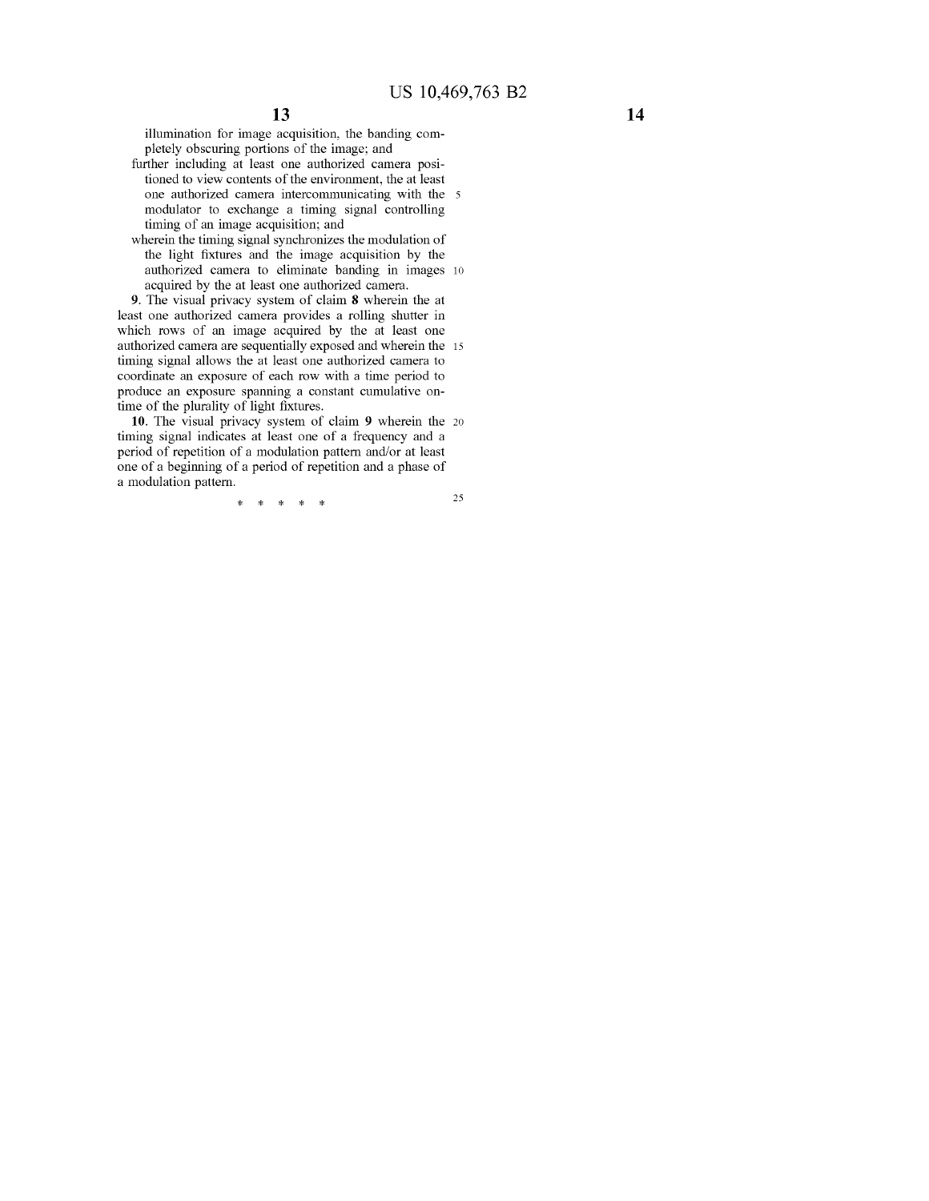illumination for image acquisition, the banding completely obscuring portions of the image; and

further including at least one authorized camera positioned to view contents of the environment, the at least one authorized camera intercommunicating with the modulator to exchange a timing signal controlling timing of an image acquisition; and

wherein the timing signal synchronizes the modulation of the light fixtures and the image acquisition by the authorized camera to eliminate banding in images acquired by the at least one authorized camera.

**9**. The visual privacy system of claim **8** wherein the at least one authorized camera provides a rolling shutter in which rows of an image acquired by the at least one authorized camera are sequentially exposed and wherein the timing signal allows the at least one authorized camera to coordinate an exposure of each row with a time period to produce an exposure spanning a constant cumulative on-time of the plurality of light fixtures.

**10**. The visual privacy system of claim **9** wherein the timing signal indicates at least one of a frequency and a period of repetition of a modulation pattern and/or at least one of a beginning of a period of repetition and a phase of a modulation pattern.

* * * * *